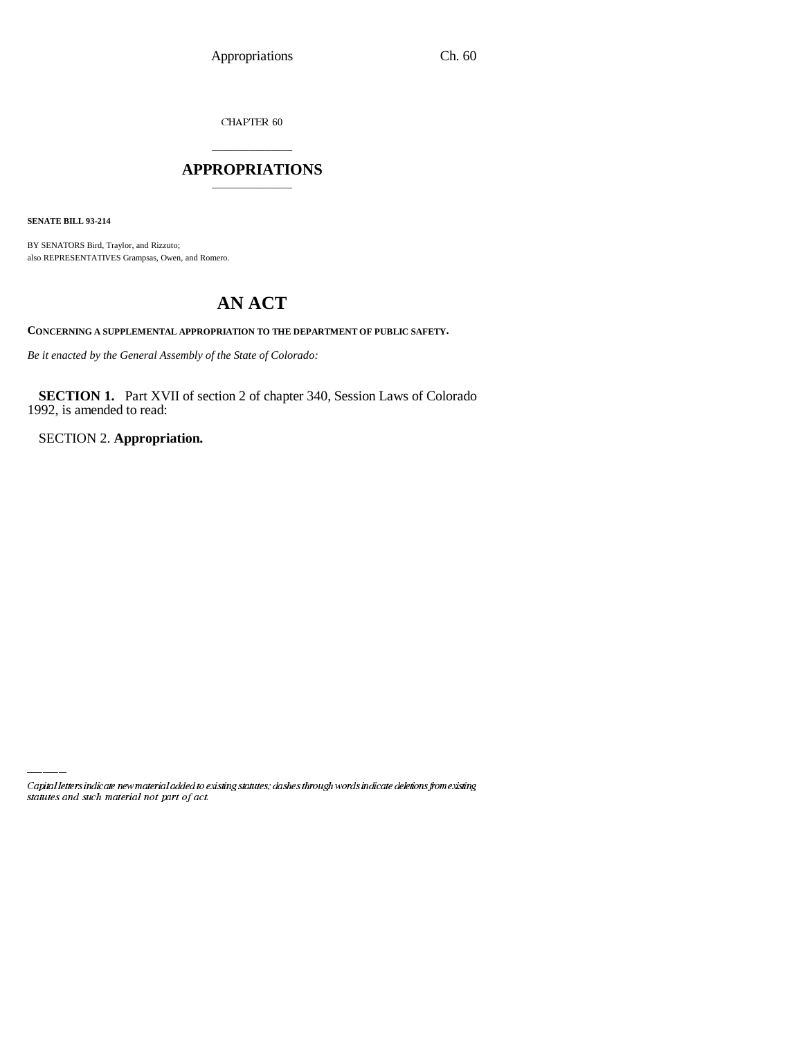CHAPTER 60

# APPROPRIATIONS

**SENATE BILL 93-214**

BY SENATORS Bird, Traylor, and Rizzuto;
also REPRESENTATIVES Grampsas, Owen, and Romero.

# AN ACT

**CONCERNING A SUPPLEMENTAL APPROPRIATION TO THE DEPARTMENT OF PUBLIC SAFETY.**

*Be it enacted by the General Assembly of the State of Colorado:*

**SECTION 1.** Part XVII of section 2 of chapter 340, Session Laws of Colorado 1992, is amended to read:

SECTION 2. **Appropriation.**

*Capital letters indicate new material added to existing statutes; dashes through words indicate deletions from existing statutes and such material not part of act.*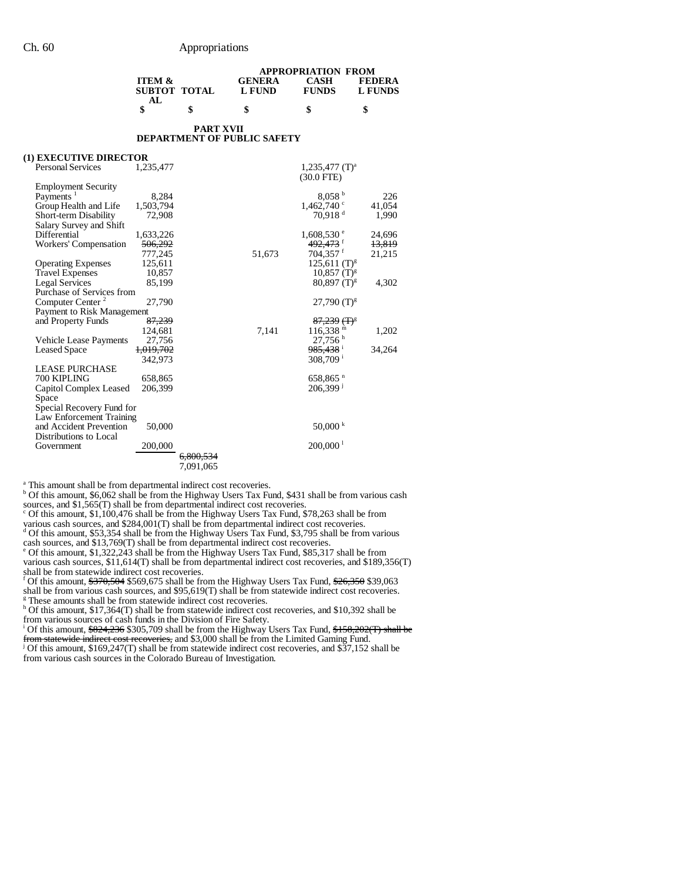| | ITEM & SUBTOTAL | TOTAL | GENERAL FUND | CASH FUNDS | FEDERAL FUNDS |
|---|---|---|---|---|---|
| | $ | $ | $ | $ | $ |

**PART XVII**
**DEPARTMENT OF PUBLIC SAFETY**

**(1) EXECUTIVE DIRECTOR**

| | ITEM & SUBTOTAL | TOTAL | GENERAL FUND | CASH FUNDS | FEDERAL FUNDS |
|---|---|---|---|---|---|
| Personal Services | 1,235,477 | | | 1,235,477 (T)[a] (30.0 FTE) | |
| Employment Security Payments [1] | 8,284 | | | 8,058 [b] | 226 |
| Group Health and Life | 1,503,794 | | | 1,462,740 [c] | 41,054 |
| Short-term Disability | 72,908 | | | 70,918 [d] | 1,990 |
| Salary Survey and Shift Differential | 1,633,226 | | | 1,608,530 [e] | 24,696 |
| Workers' Compensation | ~~506,292~~ 777,245 | | 51,673 | ~~492,473~~ [f] 704,357 [f] | ~~13,819~~ 21,215 |
| Operating Expenses | 125,611 | | | 125,611 (T)[g] | |
| Travel Expenses | 10,857 | | | 10,857 (T)[g] | |
| Legal Services | 85,199 | | | 80,897 (T)[g] | 4,302 |
| Purchase of Services from Computer Center [2] | 27,790 | | | 27,790 (T)[g] | |
| Payment to Risk Management and Property Funds | ~~87,239~~ 124,681 | | 7,141 | ~~87,239 (T)[g]~~ 116,338 [m] | 1,202 |
| Vehicle Lease Payments | 27,756 | | | 27,756 [h] | |
| Leased Space | ~~1,019,702~~ 342,973 | | | ~~985,438~~ [i] 308,709 [i] | 34,264 |
| LEASE PURCHASE 700 KIPLING | 658,865 | | | 658,865 [n] | |
| Capitol Complex Leased Space | 206,399 | | | 206,399 [j] | |
| Special Recovery Fund for Law Enforcement Training and Accident Prevention | 50,000 | | | 50,000 [k] | |
| Distributions to Local Government | 200,000 | | | 200,000 [l] | |
| | | ~~6,800,534~~ 7,091,065 | | | |

[a] This amount shall be from departmental indirect cost recoveries.
[b] Of this amount, $6,062 shall be from the Highway Users Tax Fund, $431 shall be from various cash sources, and $1,565(T) shall be from departmental indirect cost recoveries.
[c] Of this amount, $1,100,476 shall be from the Highway Users Tax Fund, $78,263 shall be from various cash sources, and $284,001(T) shall be from departmental indirect cost recoveries.
[d] Of this amount, $53,354 shall be from the Highway Users Tax Fund, $3,795 shall be from various cash sources, and $13,769(T) shall be from departmental indirect cost recoveries.
[e] Of this amount, $1,322,243 shall be from the Highway Users Tax Fund, $85,317 shall be from various cash sources, $11,614(T) shall be from departmental indirect cost recoveries, and $189,356(T) shall be from statewide indirect cost recoveries.
[f] Of this amount, ~~$370,504~~ $569,675 shall be from the Highway Users Tax Fund, ~~$26,350~~ $39,063 shall be from various cash sources, and $95,619(T) shall be from statewide indirect cost recoveries.
[g] These amounts shall be from statewide indirect cost recoveries.
[h] Of this amount, $17,364(T) shall be from statewide indirect cost recoveries, and $10,392 shall be from various sources of cash funds in the Division of Fire Safety.
[i] Of this amount, ~~$824,236~~ $305,709 shall be from the Highway Users Tax Fund, ~~$158,202(T) shall be from statewide indirect cost recoveries,~~ and $3,000 shall be from the Limited Gaming Fund.
[j] Of this amount, $169,247(T) shall be from statewide indirect cost recoveries, and $37,152 shall be from various cash sources in the Colorado Bureau of Investigation.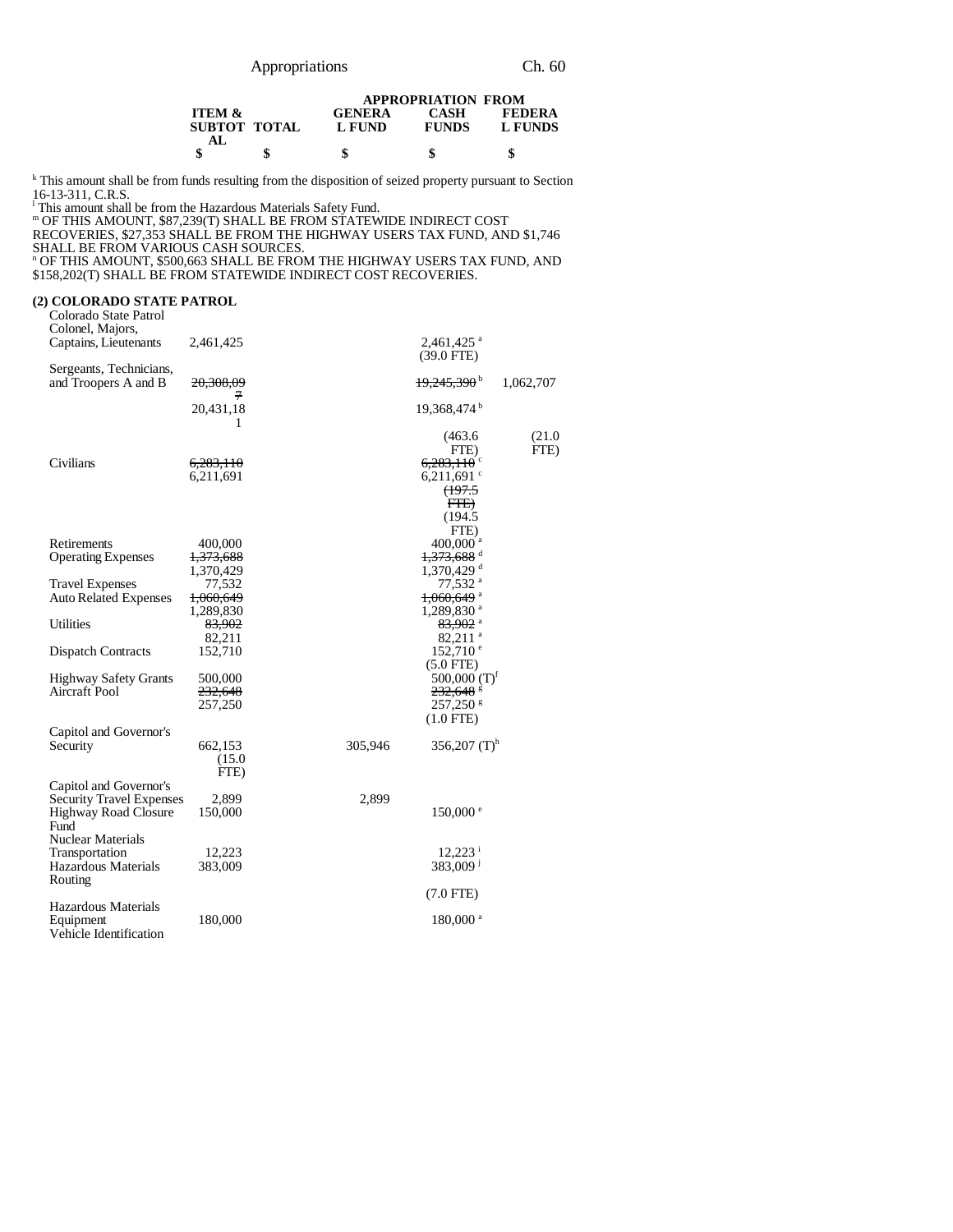| | ITEM & SUBTOTAL | TOTAL | APPROPRIATION FROM GENERAL FUND | CASH FUNDS | FEDERAL FUNDS |
|---|---|---|---|---|---|
| | $ | $ | $ | $ | $ |

[k] This amount shall be from funds resulting from the disposition of seized property pursuant to Section 16-13-311, C.R.S.
[l] This amount shall be from the Hazardous Materials Safety Fund.
[m] OF THIS AMOUNT, $87,239(T) SHALL BE FROM STATEWIDE INDIRECT COST RECOVERIES, $27,353 SHALL BE FROM THE HIGHWAY USERS TAX FUND, AND $1,746 SHALL BE FROM VARIOUS CASH SOURCES.
[n] OF THIS AMOUNT, $500,663 SHALL BE FROM THE HIGHWAY USERS TAX FUND, AND $158,202(T) SHALL BE FROM STATEWIDE INDIRECT COST RECOVERIES.

**(2) COLORADO STATE PATROL**

| | ITEM & SUBTOTAL | TOTAL | GENERAL FUND | CASH FUNDS | FEDERAL FUNDS |
|---|---|---|---|---|---|
| Colorado State Patrol Colonel, Majors, Captains, Lieutenants | 2,461,425 | | | 2,461,425 [a] (39.0 FTE) | |
| Sergeants, Technicians, and Troopers A and B | ~~20,308,097~~ 20,431,181 | | | ~~19,245,390~~ [b] 19,368,474 [b] (463.6 FTE) | 1,062,707 (21.0 FTE) |
| Civilians | ~~6,283,110~~ 6,211,691 | | | ~~6,283,110~~ [c] 6,211,691 [c] ~~(197.5 FTE)~~ (194.5 FTE) | |
| Retirements | 400,000 | | | 400,000 [a] | |
| Operating Expenses | ~~1,373,688~~ 1,370,429 | | | ~~1,373,688~~ [d] 1,370,429 [d] | |
| Travel Expenses | 77,532 | | | 77,532 [a] | |
| Auto Related Expenses | ~~1,060,649~~ 1,289,830 | | | ~~1,060,649~~ [a] 1,289,830 [a] | |
| Utilities | ~~83,902~~ 82,211 | | | ~~83,902~~ [a] 82,211 [a] | |
| Dispatch Contracts | 152,710 | | | 152,710 [e] (5.0 FTE) | |
| Highway Safety Grants | 500,000 | | | 500,000 (T)[f] | |
| Aircraft Pool | ~~232,648~~ 257,250 | | | ~~232,648~~ [g] 257,250 [g] (1.0 FTE) | |
| Capitol and Governor's Security | 662,153 (15.0 FTE) | | 305,946 | 356,207 (T)[h] | |
| Capitol and Governor's Security Travel Expenses | 2,899 | | 2,899 | | |
| Highway Road Closure Fund | 150,000 | | | 150,000 [e] | |
| Nuclear Materials Transportation | 12,223 | | | 12,223 [i] | |
| Hazardous Materials Routing | 383,009 | | | 383,009 [j] (7.0 FTE) | |
| Hazardous Materials Equipment | 180,000 | | | 180,000 [a] | |
| Vehicle Identification | | | | | |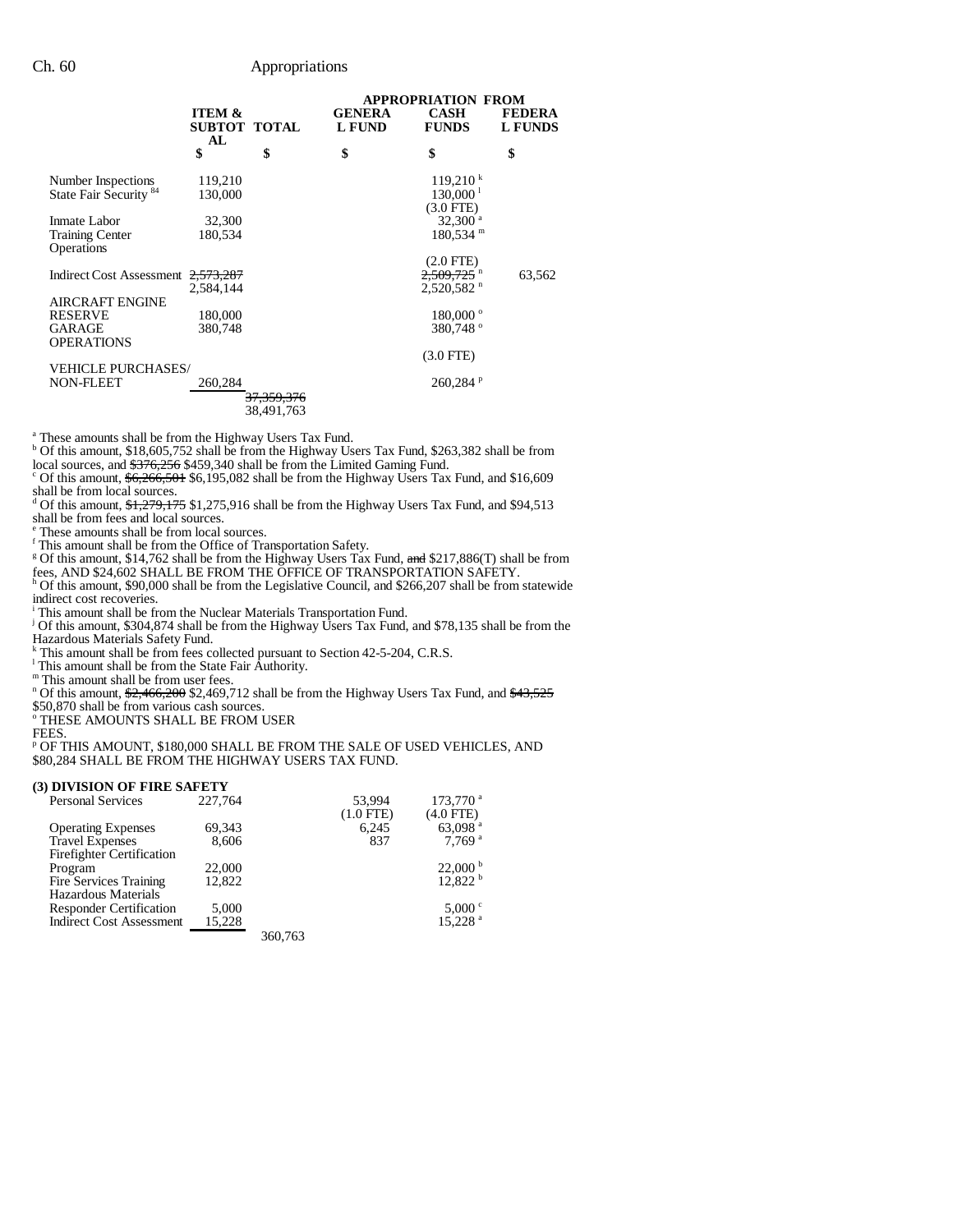| | ITEM & SUBTOTAL | TOTAL | APPROPRIATION FROM GENERAL FUND | CASH FUNDS | FEDERAL FUNDS |
|---|---|---|---|---|---|
| | $ | $ | $ | $ | $ |
| Number Inspections | 119,210 | | | 119,210 [k] | |
| State Fair Security [84] | 130,000 | | | 130,000 [l] | |
| | | | | (3.0 FTE) | |
| Inmate Labor | 32,300 | | | 32,300 [a] | |
| Training Center Operations | 180,534 | | | 180,534 [m] | |
| | | | | (2.0 FTE) | |
| Indirect Cost Assessment | ~~2,573,287~~ 2,584,144 | | | ~~2,509,725~~ [n] 2,520,582 [n] | 63,562 |
| AIRCRAFT ENGINE RESERVE | 180,000 | | | 180,000 [o] | |
| GARAGE OPERATIONS | 380,748 | | | 380,748 [o] | |
| | | | | (3.0 FTE) | |
| VEHICLE PURCHASES/ NON-FLEET | 260,284 | | | 260,284 [p] | |
| | | ~~37,359,376~~ 38,491,763 | | | |

[a] These amounts shall be from the Highway Users Tax Fund.
[b] Of this amount, $18,605,752 shall be from the Highway Users Tax Fund, $263,382 shall be from local sources, and ~~$376,256~~ $459,340 shall be from the Limited Gaming Fund.
[c] Of this amount, ~~$6,266,501~~ $6,195,082 shall be from the Highway Users Tax Fund, and $16,609 shall be from local sources.
[d] Of this amount, ~~$1,279,175~~ $1,275,916 shall be from the Highway Users Tax Fund, and $94,513 shall be from fees and local sources.
[e] These amounts shall be from local sources.
[f] This amount shall be from the Office of Transportation Safety.
[g] Of this amount, $14,762 shall be from the Highway Users Tax Fund, ~~and~~ $217,886(T) shall be from fees, AND $24,602 SHALL BE FROM THE OFFICE OF TRANSPORTATION SAFETY.
[h] Of this amount, $90,000 shall be from the Legislative Council, and $266,207 shall be from statewide indirect cost recoveries.
[i] This amount shall be from the Nuclear Materials Transportation Fund.
[j] Of this amount, $304,874 shall be from the Highway Users Tax Fund, and $78,135 shall be from the Hazardous Materials Safety Fund.
[k] This amount shall be from fees collected pursuant to Section 42-5-204, C.R.S.
[l] This amount shall be from the State Fair Authority.
[m] This amount shall be from user fees.
[n] Of this amount, ~~$2,466,200~~ $2,469,712 shall be from the Highway Users Tax Fund, and ~~$43,525~~ $50,870 shall be from various cash sources.
[o] THESE AMOUNTS SHALL BE FROM USER FEES.
[p] OF THIS AMOUNT, $180,000 SHALL BE FROM THE SALE OF USED VEHICLES, AND $80,284 SHALL BE FROM THE HIGHWAY USERS TAX FUND.

**(3) DIVISION OF FIRE SAFETY**

| | ITEM & SUBTOTAL | TOTAL | GENERAL FUND | CASH FUNDS | FEDERAL FUNDS |
|---|---|---|---|---|---|
| Personal Services | 227,764 | | 53,994 | 173,770 [a] | |
| | | | (1.0 FTE) | (4.0 FTE) | |
| Operating Expenses | 69,343 | | 6,245 | 63,098 [a] | |
| Travel Expenses | 8,606 | | 837 | 7,769 [a] | |
| Firefighter Certification Program | 22,000 | | | 22,000 [b] | |
| Fire Services Training | 12,822 | | | 12,822 [b] | |
| Hazardous Materials Responder Certification | 5,000 | | | 5,000 [c] | |
| Indirect Cost Assessment | 15,228 | | | 15,228 [a] | |
| | | 360,763 | | | |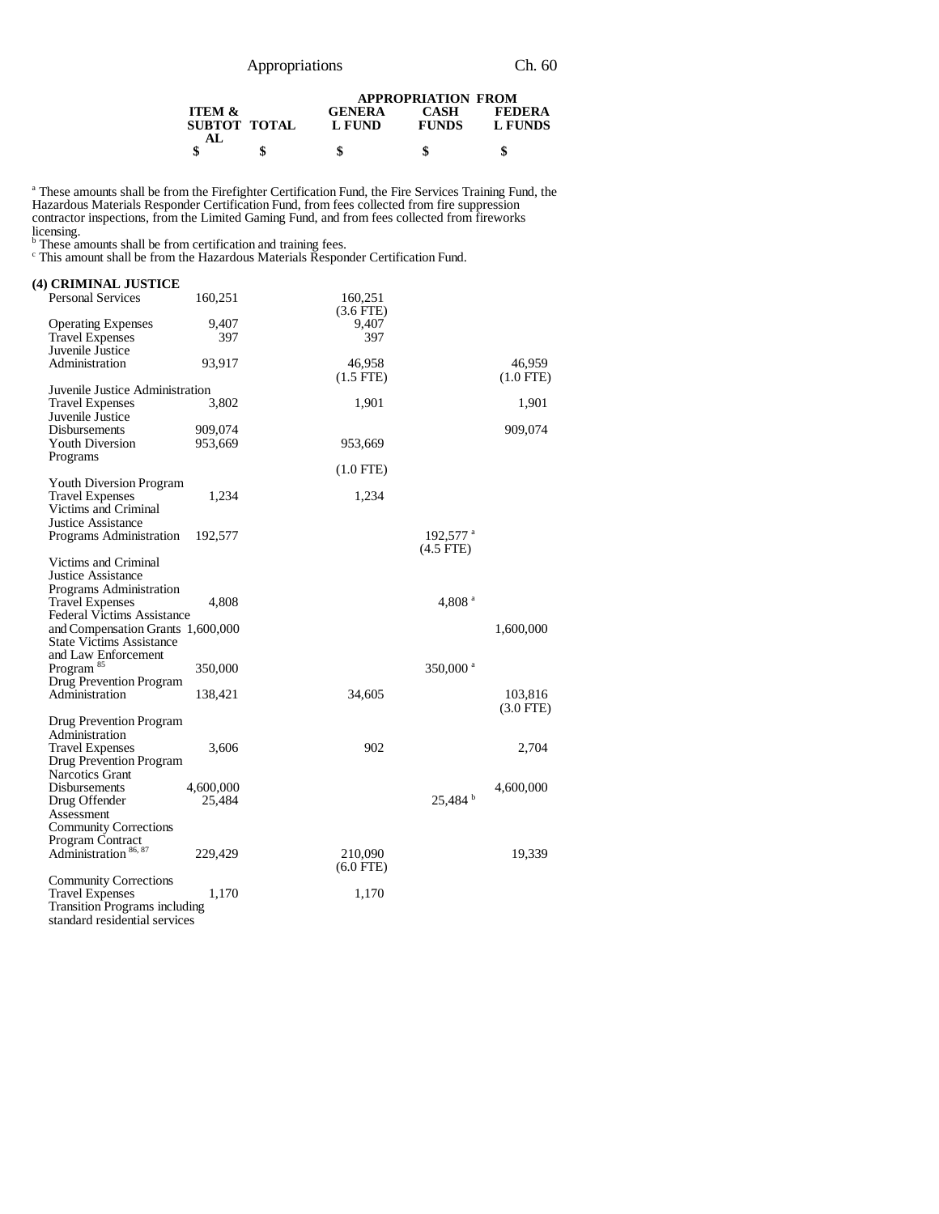| | ITEM & SUBTOTAL | TOTAL | APPROPRIATION FROM GENERAL FUND | CASH FUNDS | FEDERAL FUNDS |
|---|---|---|---|---|---|
| | $ | $ | $ | $ | $ |

[a] These amounts shall be from the Firefighter Certification Fund, the Fire Services Training Fund, the Hazardous Materials Responder Certification Fund, from fees collected from fire suppression contractor inspections, from the Limited Gaming Fund, and from fees collected from fireworks licensing.
[b] These amounts shall be from certification and training fees.
[c] This amount shall be from the Hazardous Materials Responder Certification Fund.

**(4) CRIMINAL JUSTICE**

| | ITEM & SUBTOTAL | TOTAL | GENERAL FUND | CASH FUNDS | FEDERAL FUNDS |
|---|---|---|---|---|---|
| Personal Services | 160,251 | | 160,251 (3.6 FTE) | | |
| Operating Expenses | 9,407 | | 9,407 | | |
| Travel Expenses | 397 | | 397 | | |
| Juvenile Justice Administration | 93,917 | | 46,958 (1.5 FTE) | | 46,959 (1.0 FTE) |
| Juvenile Justice Administration Travel Expenses | 3,802 | | 1,901 | | 1,901 |
| Juvenile Justice Disbursements | 909,074 | | | | 909,074 |
| Youth Diversion Programs | 953,669 | | 953,669 (1.0 FTE) | | |
| Youth Diversion Program Travel Expenses | 1,234 | | 1,234 | | |
| Victims and Criminal Justice Assistance Programs Administration | 192,577 | | | 192,577[a] (4.5 FTE) | |
| Victims and Criminal Justice Assistance Programs Administration Travel Expenses | 4,808 | | | 4,808[a] | |
| Federal Victims Assistance and Compensation Grants | 1,600,000 | | | | 1,600,000 |
| State Victims Assistance and Law Enforcement Program[85] | 350,000 | | | 350,000[a] | |
| Drug Prevention Program Administration | 138,421 | | 34,605 | | 103,816 (3.0 FTE) |
| Drug Prevention Program Administration Travel Expenses | 3,606 | | 902 | | 2,704 |
| Drug Prevention Program Narcotics Grant Disbursements | 4,600,000 | | | | 4,600,000 |
| Drug Offender Assessment | 25,484 | | | 25,484[b] | |
| Community Corrections Program Contract Administration[86, 87] | 229,429 | | 210,090 (6.0 FTE) | | 19,339 |
| Community Corrections Travel Expenses | 1,170 | | 1,170 | | |
| Transition Programs including standard residential services | | | | | |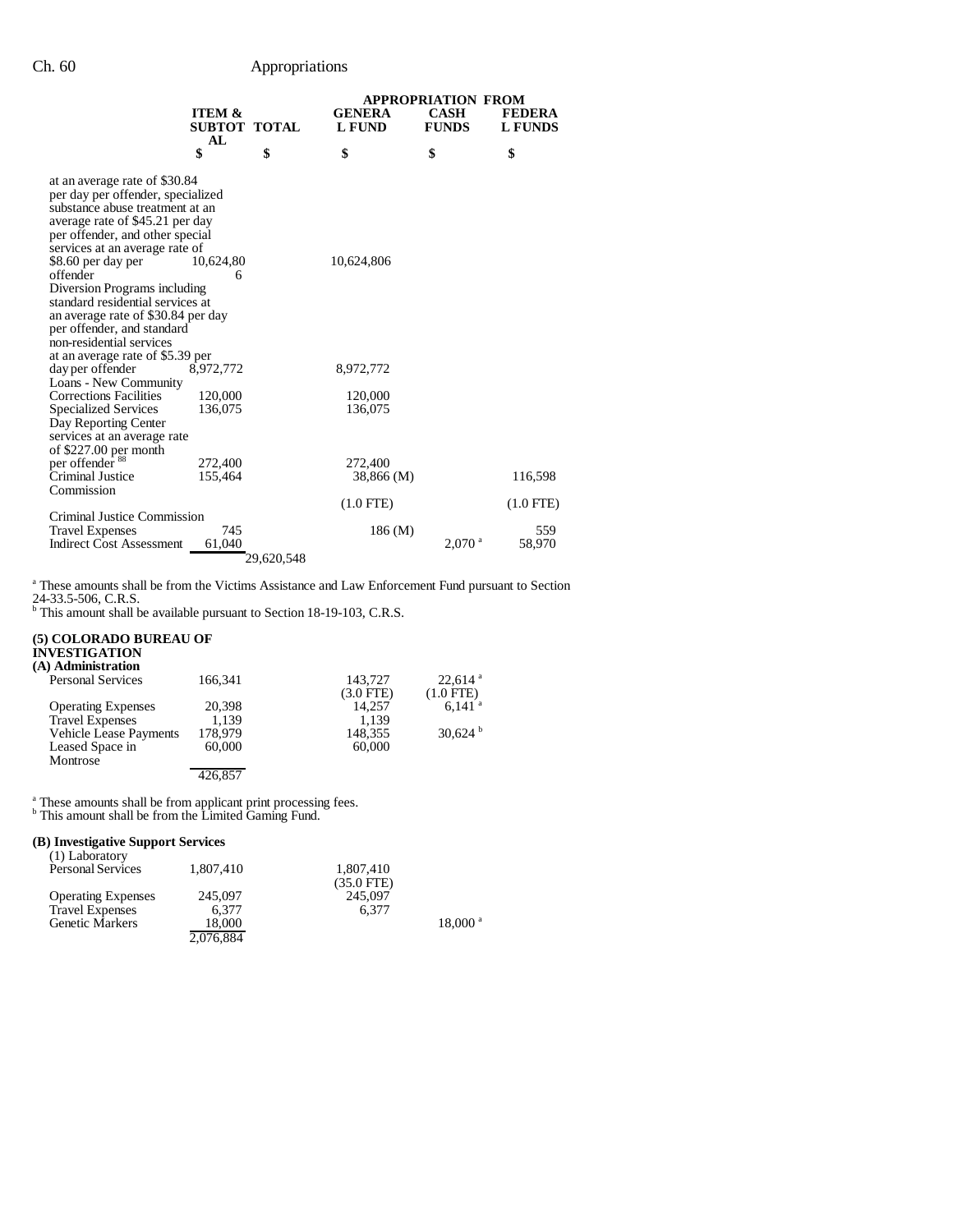| | ITEM & SUBTOTAL | TOTAL | APPROPRIATION FROM GENERAL FUND | CASH FUNDS | FEDERAL FUNDS |
|---|---|---|---|---|---|
| | $ | $ | $ | $ | $ |
| at an average rate of $30.84 per day per offender, specialized substance abuse treatment at an average rate of $45.21 per day per offender, and other special services at an average rate of $8.60 per day per offender | 10,624,806 | | 10,624,806 | | |
| Diversion Programs including standard residential services at an average rate of $30.84 per day per offender, and standard non-residential services at an average rate of $5.39 per day per offender | 8,972,772 | | 8,972,772 | | |
| Loans - New Community Corrections Facilities | 120,000 | | 120,000 | | |
| Specialized Services | 136,075 | | 136,075 | | |
| Day Reporting Center services at an average rate of $227.00 per month per offender [88] | 272,400 | | 272,400 | | |
| Criminal Justice Commission | 155,464 | | 38,866 (M) | | 116,598 |
| | | | (1.0 FTE) | | (1.0 FTE) |
| Criminal Justice Commission Travel Expenses | 745 | | 186 (M) | | 559 |
| Indirect Cost Assessment | 61,040 | | | 2,070 [a] | 58,970 |
| | | 29,620,548 | | | |

[a] These amounts shall be from the Victims Assistance and Law Enforcement Fund pursuant to Section 24-33.5-506, C.R.S.
[b] This amount shall be available pursuant to Section 18-19-103, C.R.S.

**(5) COLORADO BUREAU OF INVESTIGATION**

**(A) Administration**

| | ITEM & SUBTOTAL | TOTAL | GENERAL FUND | CASH FUNDS | FEDERAL FUNDS |
|---|---|---|---|---|---|
| Personal Services | 166,341 | | 143,727 | 22,614 [a] | |
| | | | (3.0 FTE) | (1.0 FTE) | |
| Operating Expenses | 20,398 | | 14,257 | 6,141 [a] | |
| Travel Expenses | 1,139 | | 1,139 | | |
| Vehicle Lease Payments | 178,979 | | 148,355 | 30,624 [b] | |
| Leased Space in Montrose | 60,000 | | 60,000 | | |
| | 426,857 | | | | |

[a] These amounts shall be from applicant print processing fees.
[b] This amount shall be from the Limited Gaming Fund.

**(B) Investigative Support Services**

(1) Laboratory

| | ITEM & SUBTOTAL | TOTAL | GENERAL FUND | CASH FUNDS | FEDERAL FUNDS |
|---|---|---|---|---|---|
| Personal Services | 1,807,410 | | 1,807,410 | | |
| | | | (35.0 FTE) | | |
| Operating Expenses | 245,097 | | 245,097 | | |
| Travel Expenses | 6,377 | | 6,377 | | |
| Genetic Markers | 18,000 | | | 18,000 [a] | |
| | 2,076,884 | | | | |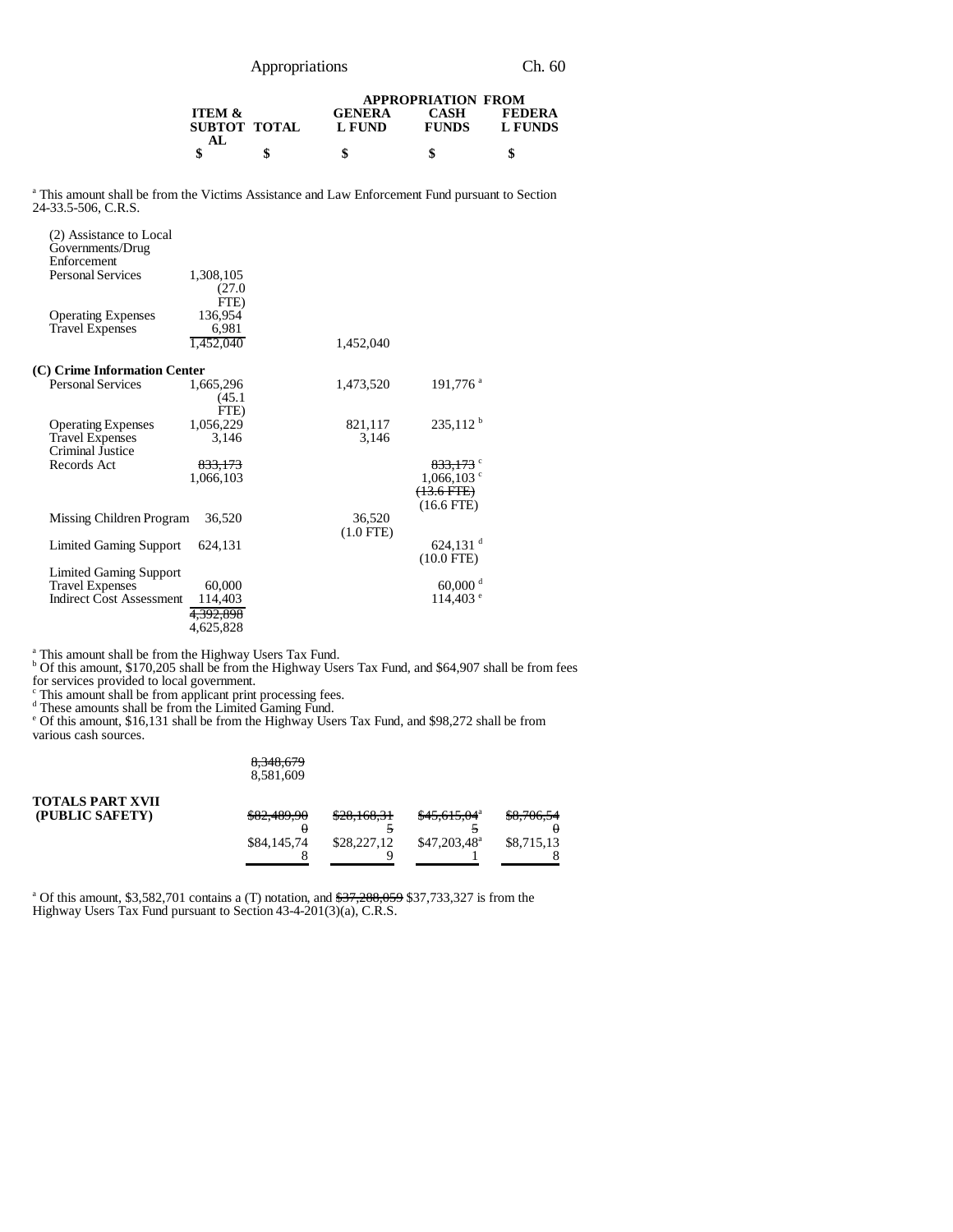| | ITEM & SUBTOTAL | TOTAL | APPROPRIATION FROM GENERAL FUND | CASH FUNDS | FEDERAL FUNDS |
|---|---|---|---|---|---|
| | $ | $ | $ | $ | $ |

[a] This amount shall be from the Victims Assistance and Law Enforcement Fund pursuant to Section 24-33.5-506, C.R.S.

| | ITEM & SUBTOTAL | TOTAL | GENERAL FUND | CASH FUNDS | FEDERAL FUNDS |
|---|---|---|---|---|---|
| (2) Assistance to Local Governments/Drug Enforcement | | | | | |
| Personal Services | 1,308,105 (27.0 FTE) | | | | |
| Operating Expenses | 136,954 | | | | |
| Travel Expenses | 6,981 | | | | |
| | 1,452,040 | | 1,452,040 | | |
| **(C) Crime Information Center** | | | | | |
| Personal Services | 1,665,296 (45.1 FTE) | | 1,473,520 | 191,776[a] | |
| Operating Expenses | 1,056,229 | | 821,117 | 235,112[b] | |
| Travel Expenses | 3,146 | | 3,146 | | |
| Criminal Justice Records Act | ~~833,173~~ 1,066,103 | | | ~~833,173~~[c] 1,066,103[c] ~~(13.6 FTE)~~ (16.6 FTE) | |
| Missing Children Program | 36,520 | | 36,520 (1.0 FTE) | | |
| Limited Gaming Support | 624,131 | | | 624,131[d] (10.0 FTE) | |
| Limited Gaming Support Travel Expenses | 60,000 | | | 60,000[d] | |
| Indirect Cost Assessment | 114,403 | | | 114,403[e] | |
| | ~~4,392,898~~ 4,625,828 | | | | |

[a] This amount shall be from the Highway Users Tax Fund.
[b] Of this amount, $170,205 shall be from the Highway Users Tax Fund, and $64,907 shall be from fees for services provided to local government.
[c] This amount shall be from applicant print processing fees.
[d] These amounts shall be from the Limited Gaming Fund.
[e] Of this amount, $16,131 shall be from the Highway Users Tax Fund, and $98,272 shall be from various cash sources.

| | ITEM & SUBTOTAL | TOTAL | GENERAL FUND | CASH FUNDS | FEDERAL FUNDS |
|---|---|---|---|---|---|
| | | ~~8,348,679~~ 8,581,609 | | | |
| **TOTALS PART XVII (PUBLIC SAFETY)** | | ~~$82,489,900~~ $84,145,748 | ~~$28,168,315~~ $28,227,129 | ~~$45,615,045~~[a] $47,203,481[a] | ~~$8,706,540~~ $8,715,138 |

[a] Of this amount, $3,582,701 contains a (T) notation, and ~~$37,288,059~~ $37,733,327 is from the Highway Users Tax Fund pursuant to Section 43-4-201(3)(a), C.R.S.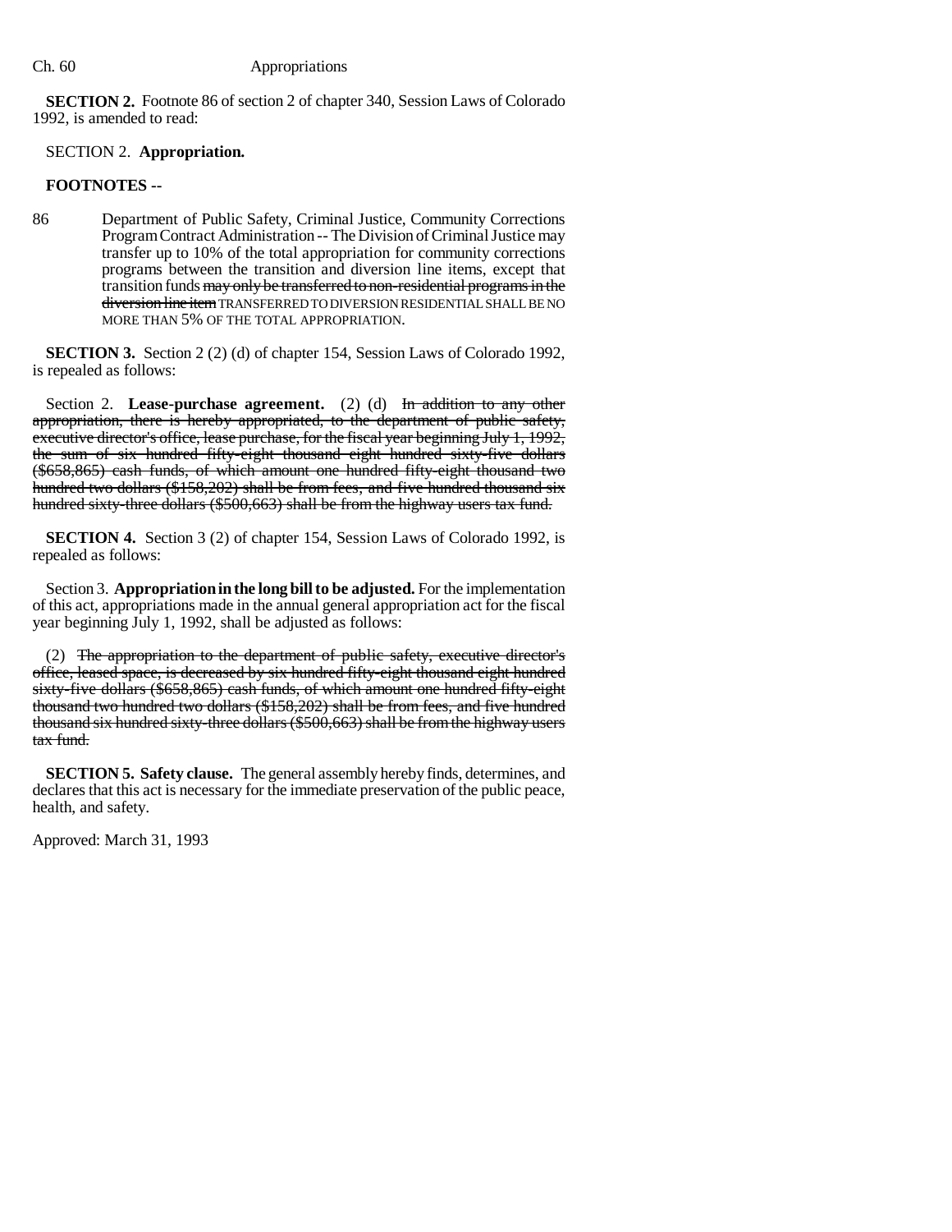**SECTION 2.** Footnote 86 of section 2 of chapter 340, Session Laws of Colorado 1992, is amended to read:

SECTION 2. **Appropriation.**

**FOOTNOTES --**

86 Department of Public Safety, Criminal Justice, Community Corrections Program Contract Administration -- The Division of Criminal Justice may transfer up to 10% of the total appropriation for community corrections programs between the transition and diversion line items, except that transition funds ~~may only be transferred to non-residential programs in the diversion line item~~ TRANSFERRED TO DIVERSION RESIDENTIAL SHALL BE NO MORE THAN 5% OF THE TOTAL APPROPRIATION.

**SECTION 3.** Section 2 (2) (d) of chapter 154, Session Laws of Colorado 1992, is repealed as follows:

Section 2. **Lease-purchase agreement.** (2) (d) ~~In addition to any other appropriation, there is hereby appropriated, to the department of public safety, executive director's office, lease purchase, for the fiscal year beginning July 1, 1992, the sum of six hundred fifty-eight thousand eight hundred sixty-five dollars ($658,865) cash funds, of which amount one hundred fifty-eight thousand two hundred two dollars ($158,202) shall be from fees, and five hundred thousand six hundred sixty-three dollars ($500,663) shall be from the highway users tax fund.~~

**SECTION 4.** Section 3 (2) of chapter 154, Session Laws of Colorado 1992, is repealed as follows:

Section 3. **Appropriation in the long bill to be adjusted.** For the implementation of this act, appropriations made in the annual general appropriation act for the fiscal year beginning July 1, 1992, shall be adjusted as follows:

(2) ~~The appropriation to the department of public safety, executive director's office, leased space, is decreased by six hundred fifty-eight thousand eight hundred sixty-five dollars ($658,865) cash funds, of which amount one hundred fifty-eight thousand two hundred two dollars ($158,202) shall be from fees, and five hundred thousand six hundred sixty-three dollars ($500,663) shall be from the highway users tax fund.~~

**SECTION 5. Safety clause.** The general assembly hereby finds, determines, and declares that this act is necessary for the immediate preservation of the public peace, health, and safety.

Approved: March 31, 1993